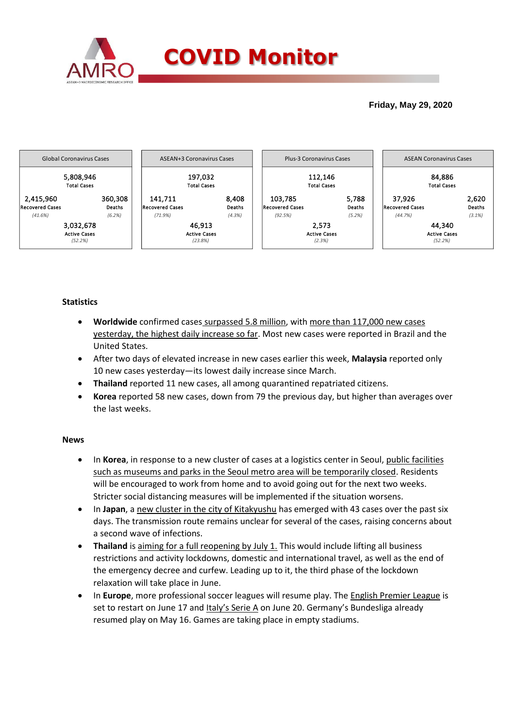# COVID Monitor

**Friday, May 29, 2020**

| Global Coronavirus Cases | ASEAN+3 Coronavirus Cases | Plus-3 Coronavirus Cases | ASEAN Coronavirus Cases |
|---|---|---|---|
| 5,808,946 Total Cases | 197,032 Total Cases | 112,146 Total Cases | 84,886 Total Cases |
| 2,415,960 Recovered Cases (41.6%) | 141,711 Recovered Cases (71.9%) | 103,785 Recovered Cases (92.5%) | 37,926 Recovered Cases (44.7%) |
| 360,308 Deaths (6.2%) | 8,408 Deaths (4.3%) | 5,788 Deaths (5.2%) | 2,620 Deaths (3.1%) |
| 3,032,678 Active Cases (52.2%) | 46,913 Active Cases (23.8%) | 2,573 Active Cases (2.3%) | 44,340 Active Cases (52.2%) |

### Statistics

- **Worldwide** confirmed cases surpassed 5.8 million, with more than 117,000 new cases yesterday, the highest daily increase so far. Most new cases were reported in Brazil and the United States.
- After two days of elevated increase in new cases earlier this week, **Malaysia** reported only 10 new cases yesterday—its lowest daily increase since March.
- **Thailand** reported 11 new cases, all among quarantined repatriated citizens.
- **Korea** reported 58 new cases, down from 79 the previous day, but higher than averages over the last weeks.

### News

- In **Korea**, in response to a new cluster of cases at a logistics center in Seoul, public facilities such as museums and parks in the Seoul metro area will be temporarily closed. Residents will be encouraged to work from home and to avoid going out for the next two weeks. Stricter social distancing measures will be implemented if the situation worsens.
- In **Japan**, a new cluster in the city of Kitakyushu has emerged with 43 cases over the past six days. The transmission route remains unclear for several of the cases, raising concerns about a second wave of infections.
- **Thailand** is aiming for a full reopening by July 1. This would include lifting all business restrictions and activity lockdowns, domestic and international travel, as well as the end of the emergency decree and curfew. Leading up to it, the third phase of the lockdown relaxation will take place in June.
- In **Europe**, more professional soccer leagues will resume play. The English Premier League is set to restart on June 17 and Italy's Serie A on June 20. Germany's Bundesliga already resumed play on May 16. Games are taking place in empty stadiums.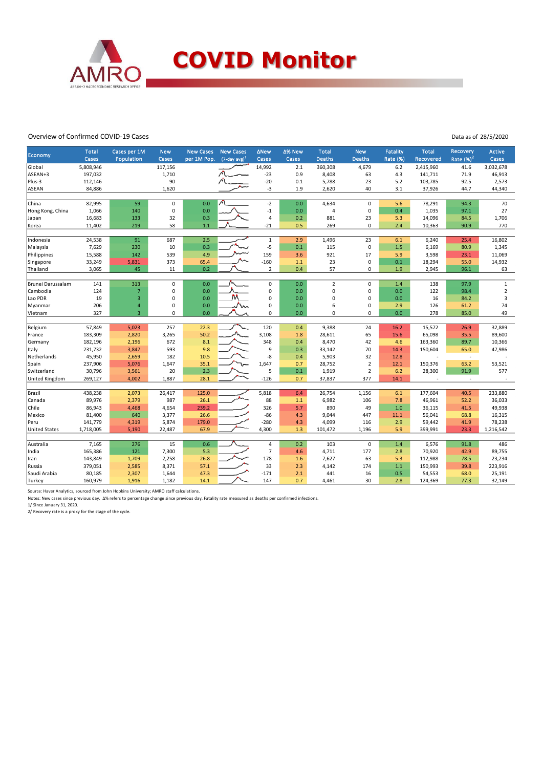# COVID Monitor

Overview of Confirmed COVID-19 Cases

Data as of 28/5/2020

| Economy | Total Cases | Cases per 1M Population | New Cases | New Cases per 1M Pop. | New Cases (7-day avg)[1] | ΔNew Cases | Δ% New Cases | Total Deaths | New Deaths | Fatality Rate (%) | Total Recovered | Recovery Rate (%)[2] | Active Cases |
|---|---|---|---|---|---|---|---|---|---|---|---|---|---|
| Global | 5,808,946 | | 117,156 | | | 14,992 | 2.1 | 360,308 | 4,679 | 6.2 | 2,415,960 | 41.6 | 3,032,678 |
| ASEAN+3 | 197,032 | | 1,710 | | | -23 | 0.9 | 8,408 | 63 | 4.3 | 141,711 | 71.9 | 46,913 |
| Plus-3 | 112,146 | | 90 | | | -20 | 0.1 | 5,788 | 23 | 5.2 | 103,785 | 92.5 | 2,573 |
| ASEAN | 84,886 | | 1,620 | | | -3 | 1.9 | 2,620 | 40 | 3.1 | 37,926 | 44.7 | 44,340 |
| | | | | | | | | | | | | | |
| China | 82,995 | 59 | 0 | 0.0 | | -2 | 0.0 | 4,634 | 0 | 5.6 | 78,291 | 94.3 | 70 |
| Hong Kong, China | 1,066 | 140 | 0 | 0.0 | | -1 | 0.0 | 4 | 0 | 0.4 | 1,035 | 97.1 | 27 |
| Japan | 16,683 | 133 | 32 | 0.3 | | 4 | 0.2 | 881 | 23 | 5.3 | 14,096 | 84.5 | 1,706 |
| Korea | 11,402 | 219 | 58 | 1.1 | | -21 | 0.5 | 269 | 0 | 2.4 | 10,363 | 90.9 | 770 |
| | | | | | | | | | | | | | |
| Indonesia | 24,538 | 91 | 687 | 2.5 | | 1 | 2.9 | 1,496 | 23 | 6.1 | 6,240 | 25.4 | 16,802 |
| Malaysia | 7,629 | 230 | 10 | 0.3 | | -5 | 0.1 | 115 | 0 | 1.5 | 6,169 | 80.9 | 1,345 |
| Philippines | 15,588 | 142 | 539 | 4.9 | | 159 | 3.6 | 921 | 17 | 5.9 | 3,598 | 23.1 | 11,069 |
| Singapore | 33,249 | 5,831 | 373 | 65.4 | | -160 | 1.1 | 23 | 0 | 0.1 | 18,294 | 55.0 | 14,932 |
| Thailand | 3,065 | 45 | 11 | 0.2 | | 2 | 0.4 | 57 | 0 | 1.9 | 2,945 | 96.1 | 63 |
| | | | | | | | | | | | | | |
| Brunei Darussalam | 141 | 313 | 0 | 0.0 | | 0 | 0.0 | 2 | 0 | 1.4 | 138 | 97.9 | 1 |
| Cambodia | 124 | 7 | 0 | 0.0 | | 0 | 0.0 | 0 | 0 | 0.0 | 122 | 98.4 | 2 |
| Lao PDR | 19 | 3 | 0 | 0.0 | | 0 | 0.0 | 0 | 0 | 0.0 | 16 | 84.2 | 3 |
| Myanmar | 206 | 4 | 0 | 0.0 | | 0 | 0.0 | 6 | 0 | 2.9 | 126 | 61.2 | 74 |
| Vietnam | 327 | 3 | 0 | 0.0 | | 0 | 0.0 | 0 | 0 | 0.0 | 278 | 85.0 | 49 |
| | | | | | | | | | | | | | |
| Belgium | 57,849 | 5,023 | 257 | 22.3 | | 120 | 0.4 | 9,388 | 24 | 16.2 | 15,572 | 26.9 | 32,889 |
| France | 183,309 | 2,820 | 3,265 | 50.2 | | 3,108 | 1.8 | 28,611 | 65 | 15.6 | 65,098 | 35.5 | 89,600 |
| Germany | 182,196 | 2,196 | 672 | 8.1 | | 348 | 0.4 | 8,470 | 42 | 4.6 | 163,360 | 89.7 | 10,366 |
| Italy | 231,732 | 3,847 | 593 | 9.8 | | 9 | 0.3 | 33,142 | 70 | 14.3 | 150,604 | 65.0 | 47,986 |
| Netherlands | 45,950 | 2,659 | 182 | 10.5 | | -8 | 0.4 | 5,903 | 32 | 12.8 | - | - | - |
| Spain | 237,906 | 5,076 | 1,647 | 35.1 | | 1,647 | 0.7 | 28,752 | 2 | 12.1 | 150,376 | 63.2 | 53,521 |
| Switzerland | 30,796 | 3,561 | 20 | 2.3 | | 5 | 0.1 | 1,919 | 2 | 6.2 | 28,300 | 91.9 | 577 |
| United Kingdom | 269,127 | 4,002 | 1,887 | 28.1 | | -126 | 0.7 | 37,837 | 377 | 14.1 | - | - | - |
| | | | | | | | | | | | | | |
| Brazil | 438,238 | 2,073 | 26,417 | 125.0 | | 5,818 | 6.4 | 26,754 | 1,156 | 6.1 | 177,604 | 40.5 | 233,880 |
| Canada | 89,976 | 2,379 | 987 | 26.1 | | 88 | 1.1 | 6,982 | 106 | 7.8 | 46,961 | 52.2 | 36,033 |
| Chile | 86,943 | 4,468 | 4,654 | 239.2 | | 326 | 5.7 | 890 | 49 | 1.0 | 36,115 | 41.5 | 49,938 |
| Mexico | 81,400 | 640 | 3,377 | 26.6 | | -86 | 4.3 | 9,044 | 447 | 11.1 | 56,041 | 68.8 | 16,315 |
| Peru | 141,779 | 4,319 | 5,874 | 179.0 | | -280 | 4.3 | 4,099 | 116 | 2.9 | 59,442 | 41.9 | 78,238 |
| United States | 1,718,005 | 5,190 | 22,487 | 67.9 | | 4,300 | 1.3 | 101,472 | 1,196 | 5.9 | 399,991 | 23.3 | 1,216,542 |
| | | | | | | | | | | | | | |
| Australia | 7,165 | 276 | 15 | 0.6 | | 4 | 0.2 | 103 | 0 | 1.4 | 6,576 | 91.8 | 486 |
| India | 165,386 | 121 | 7,300 | 5.3 | | 7 | 4.6 | 4,711 | 177 | 2.8 | 70,920 | 42.9 | 89,755 |
| Iran | 143,849 | 1,709 | 2,258 | 26.8 | | 178 | 1.6 | 7,627 | 63 | 5.3 | 112,988 | 78.5 | 23,234 |
| Russia | 379,051 | 2,585 | 8,371 | 57.1 | | 33 | 2.3 | 4,142 | 174 | 1.1 | 150,993 | 39.8 | 223,916 |
| Saudi Arabia | 80,185 | 2,307 | 1,644 | 47.3 | | -171 | 2.1 | 441 | 16 | 0.5 | 54,553 | 68.0 | 25,191 |
| Turkey | 160,979 | 1,916 | 1,182 | 14.1 | | 147 | 0.7 | 4,461 | 30 | 2.8 | 124,369 | 77.3 | 32,149 |

Source: Haver Analytics, sourced from John Hopkins University; AMRO staff calculations.

Notes: New cases since previous day. Δ% refers to percentage change since previous day. Fatality rate measured as deaths per confirmed infections.

1/ Since January 31, 2020.

2/ Recovery rate is a proxy for the stage of the cycle.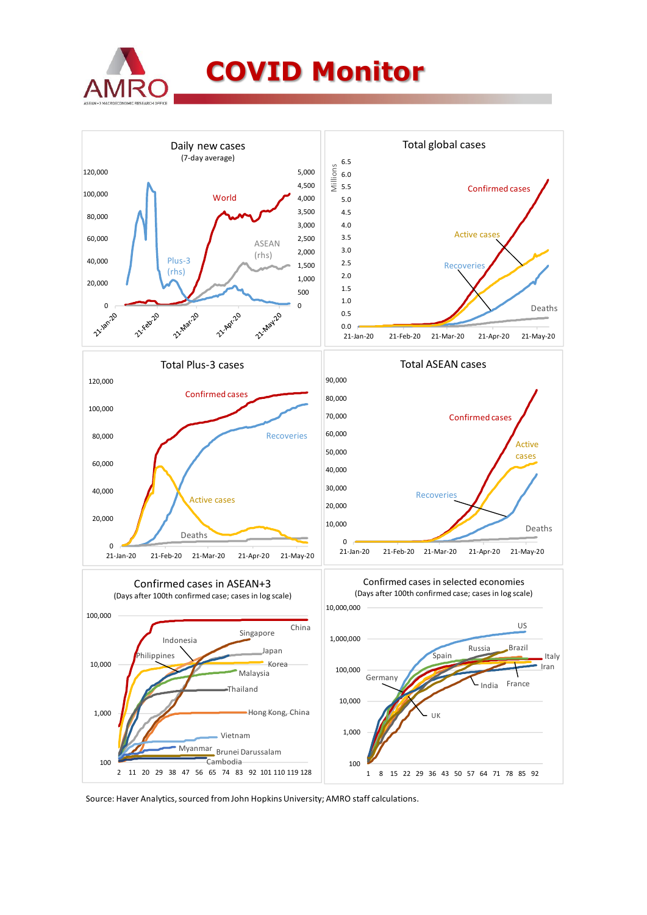# COVID Monitor

AMRO
ASEAN+3 MACROECONOMIC RESEARCH OFFICE

## Daily new cases

(7-day average)

120,000
100,000
80,000
60,000
40,000
20,000
0

5,000
4,500
4,000
3,500
3,000
2,500
2,000
1,500
1,000
500
0

World
ASEAN (rhs)
Plus-3 (rhs)

21-Jan-20
21-Feb-20
21-Mar-20
21-Apr-20
21-May-20

## Total global cases

Millions

6.5
6.0
5.5
5.0
4.5
4.0
3.5
3.0
2.5
2.0
1.5
1.0
0.5
0.0

Confirmed cases
Active cases
Recoveries
Deaths

21-Jan-20
21-Feb-20
21-Mar-20
21-Apr-20
21-May-20

## Total Plus-3 cases

120,000
100,000
80,000
60,000
40,000
20,000
0

Confirmed cases
Recoveries
Active cases
Deaths

21-Jan-20
21-Feb-20
21-Mar-20
21-Apr-20
21-May-20

## Total ASEAN cases

90,000
80,000
70,000
60,000
50,000
40,000
30,000
20,000
10,000
0

Confirmed cases
Active cases
Recoveries
Deaths

21-Jan-20
21-Feb-20
21-Mar-20
21-Apr-20
21-May-20

## Confirmed cases in ASEAN+3

(Days after 100th confirmed case; cases in log scale)

100,000
10,000
1,000
100

China
Singapore
Indonesia
Japan
Philippines
Korea
Malaysia
Thailand
Hong Kong, China
Vietnam
Myanmar
Brunei Darussalam
Cambodia

2 11 20 29 38 47 56 65 74 83 92 101 110 119 128

## Confirmed cases in selected economies

(Days after 100th confirmed case; cases in log scale)

10,000,000
1,000,000
100,000
10,000
1,000
100

US
Spain
Russia
Brazil
Italy
Iran
Germany
India
France
UK

1 8 15 22 29 36 43 50 57 64 71 78 85 92

Source: Haver Analytics, sourced from John Hopkins University; AMRO staff calculations.